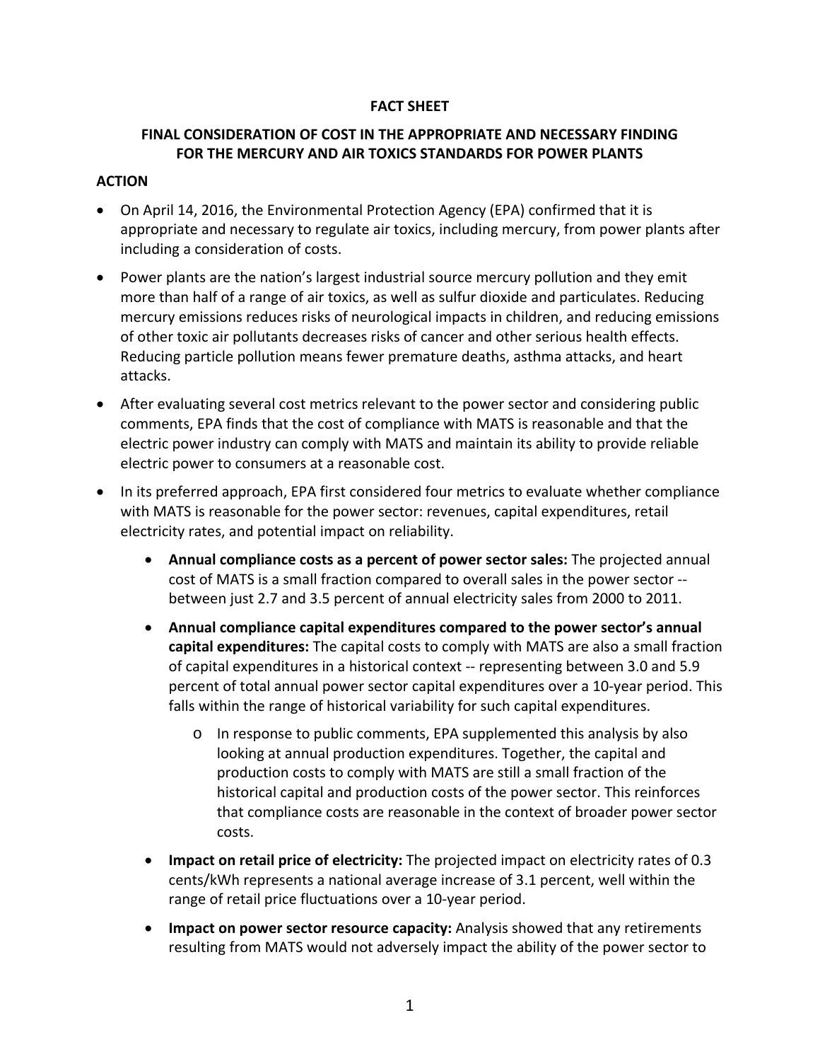**FACT SHEET**

**FINAL CONSIDERATION OF COST IN THE APPROPRIATE AND NECESSARY FINDING FOR THE MERCURY AND AIR TOXICS STANDARDS FOR POWER PLANTS**

**ACTION**

- On April 14, 2016, the Environmental Protection Agency (EPA) confirmed that it is appropriate and necessary to regulate air toxics, including mercury, from power plants after including a consideration of costs.
- Power plants are the nation's largest industrial source mercury pollution and they emit more than half of a range of air toxics, as well as sulfur dioxide and particulates. Reducing mercury emissions reduces risks of neurological impacts in children, and reducing emissions of other toxic air pollutants decreases risks of cancer and other serious health effects. Reducing particle pollution means fewer premature deaths, asthma attacks, and heart attacks.
- After evaluating several cost metrics relevant to the power sector and considering public comments, EPA finds that the cost of compliance with MATS is reasonable and that the electric power industry can comply with MATS and maintain its ability to provide reliable electric power to consumers at a reasonable cost.
- In its preferred approach, EPA first considered four metrics to evaluate whether compliance with MATS is reasonable for the power sector: revenues, capital expenditures, retail electricity rates, and potential impact on reliability.
    - **Annual compliance costs as a percent of power sector sales:** The projected annual cost of MATS is a small fraction compared to overall sales in the power sector -- between just 2.7 and 3.5 percent of annual electricity sales from 2000 to 2011.
    - **Annual compliance capital expenditures compared to the power sector's annual capital expenditures:** The capital costs to comply with MATS are also a small fraction of capital expenditures in a historical context -- representing between 3.0 and 5.9 percent of total annual power sector capital expenditures over a 10-year period. This falls within the range of historical variability for such capital expenditures.
        - In response to public comments, EPA supplemented this analysis by also looking at annual production expenditures. Together, the capital and production costs to comply with MATS are still a small fraction of the historical capital and production costs of the power sector. This reinforces that compliance costs are reasonable in the context of broader power sector costs.
    - **Impact on retail price of electricity:** The projected impact on electricity rates of 0.3 cents/kWh represents a national average increase of 3.1 percent, well within the range of retail price fluctuations over a 10-year period.
    - **Impact on power sector resource capacity:** Analysis showed that any retirements resulting from MATS would not adversely impact the ability of the power sector to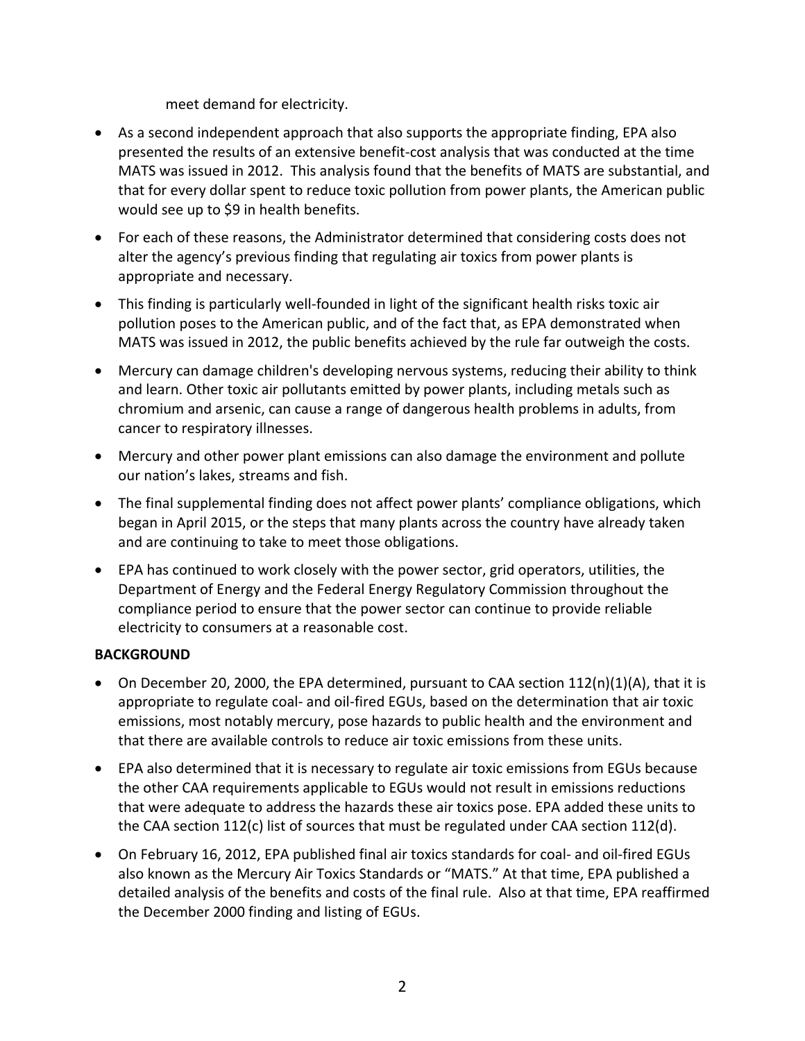meet demand for electricity.

- As a second independent approach that also supports the appropriate finding, EPA also presented the results of an extensive benefit-cost analysis that was conducted at the time MATS was issued in 2012. This analysis found that the benefits of MATS are substantial, and that for every dollar spent to reduce toxic pollution from power plants, the American public would see up to $9 in health benefits.
- For each of these reasons, the Administrator determined that considering costs does not alter the agency's previous finding that regulating air toxics from power plants is appropriate and necessary.
- This finding is particularly well-founded in light of the significant health risks toxic air pollution poses to the American public, and of the fact that, as EPA demonstrated when MATS was issued in 2012, the public benefits achieved by the rule far outweigh the costs.
- Mercury can damage children's developing nervous systems, reducing their ability to think and learn. Other toxic air pollutants emitted by power plants, including metals such as chromium and arsenic, can cause a range of dangerous health problems in adults, from cancer to respiratory illnesses.
- Mercury and other power plant emissions can also damage the environment and pollute our nation's lakes, streams and fish.
- The final supplemental finding does not affect power plants' compliance obligations, which began in April 2015, or the steps that many plants across the country have already taken and are continuing to take to meet those obligations.
- EPA has continued to work closely with the power sector, grid operators, utilities, the Department of Energy and the Federal Energy Regulatory Commission throughout the compliance period to ensure that the power sector can continue to provide reliable electricity to consumers at a reasonable cost.

**BACKGROUND**

- On December 20, 2000, the EPA determined, pursuant to CAA section 112(n)(1)(A), that it is appropriate to regulate coal- and oil-fired EGUs, based on the determination that air toxic emissions, most notably mercury, pose hazards to public health and the environment and that there are available controls to reduce air toxic emissions from these units.
- EPA also determined that it is necessary to regulate air toxic emissions from EGUs because the other CAA requirements applicable to EGUs would not result in emissions reductions that were adequate to address the hazards these air toxics pose. EPA added these units to the CAA section 112(c) list of sources that must be regulated under CAA section 112(d).
- On February 16, 2012, EPA published final air toxics standards for coal- and oil-fired EGUs also known as the Mercury Air Toxics Standards or "MATS." At that time, EPA published a detailed analysis of the benefits and costs of the final rule. Also at that time, EPA reaffirmed the December 2000 finding and listing of EGUs.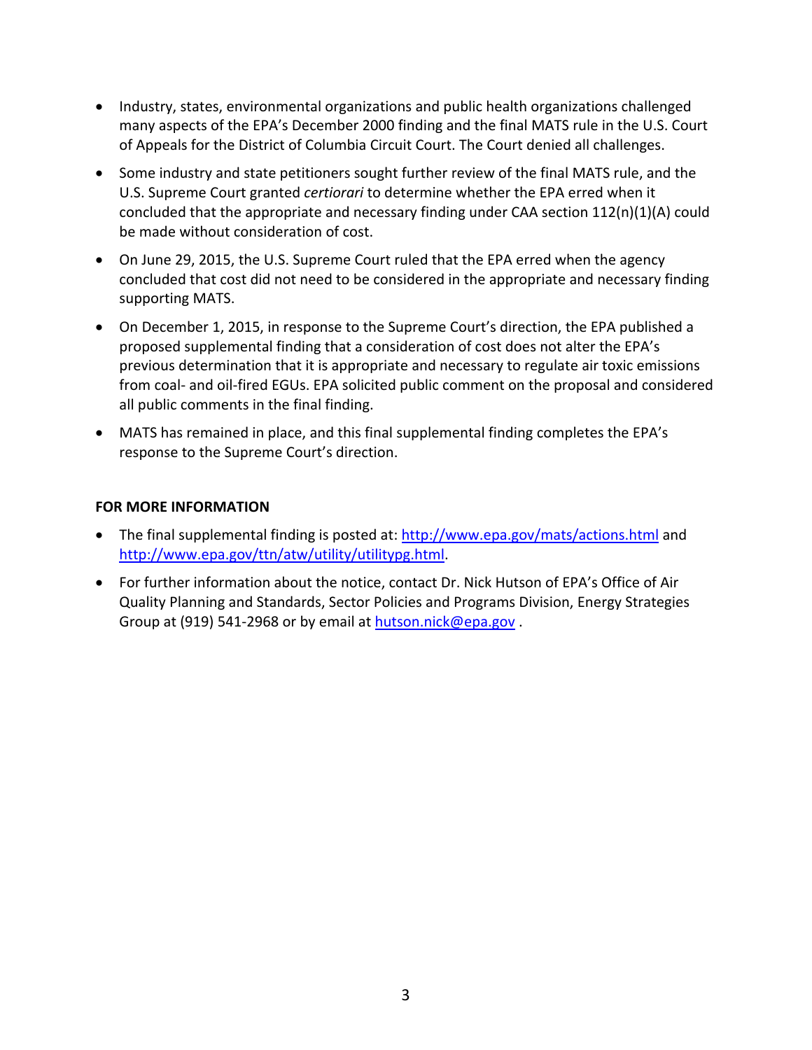- Industry, states, environmental organizations and public health organizations challenged many aspects of the EPA's December 2000 finding and the final MATS rule in the U.S. Court of Appeals for the District of Columbia Circuit Court. The Court denied all challenges.
- Some industry and state petitioners sought further review of the final MATS rule, and the U.S. Supreme Court granted *certiorari* to determine whether the EPA erred when it concluded that the appropriate and necessary finding under CAA section 112(n)(1)(A) could be made without consideration of cost.
- On June 29, 2015, the U.S. Supreme Court ruled that the EPA erred when the agency concluded that cost did not need to be considered in the appropriate and necessary finding supporting MATS.
- On December 1, 2015, in response to the Supreme Court's direction, the EPA published a proposed supplemental finding that a consideration of cost does not alter the EPA's previous determination that it is appropriate and necessary to regulate air toxic emissions from coal- and oil-fired EGUs. EPA solicited public comment on the proposal and considered all public comments in the final finding.
- MATS has remained in place, and this final supplemental finding completes the EPA's response to the Supreme Court's direction.

**FOR MORE INFORMATION**

- The final supplemental finding is posted at: http://www.epa.gov/mats/actions.html and http://www.epa.gov/ttn/atw/utility/utilitypg.html.
- For further information about the notice, contact Dr. Nick Hutson of EPA's Office of Air Quality Planning and Standards, Sector Policies and Programs Division, Energy Strategies Group at (919) 541-2968 or by email at hutson.nick@epa.gov .